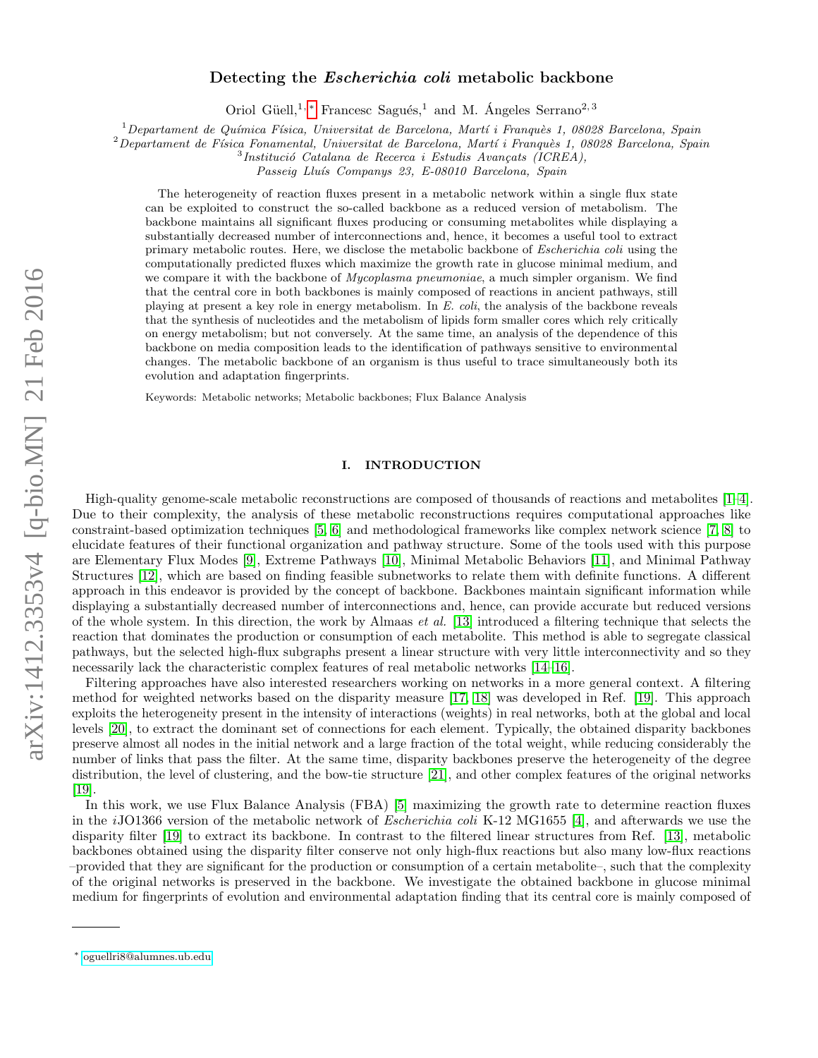# Detecting the *Escherichia coli* metabolic backbone

Oriol Güell,[1,*] Francesc Sagués,[1] and M. Ángeles Serrano[2,3]

[1] *Departament de Química Física, Universitat de Barcelona, Martí i Franquès 1, 08028 Barcelona, Spain*
[2] *Departament de Física Fonamental, Universitat de Barcelona, Martí i Franquès 1, 08028 Barcelona, Spain*
[3] *Institució Catalana de Recerca i Estudis Avançats (ICREA), Passeig Lluís Companys 23, E-08010 Barcelona, Spain*

The heterogeneity of reaction fluxes present in a metabolic network within a single flux state can be exploited to construct the so-called backbone as a reduced version of metabolism. The backbone maintains all significant fluxes producing or consuming metabolites while displaying a substantially decreased number of interconnections and, hence, it becomes a useful tool to extract primary metabolic routes. Here, we disclose the metabolic backbone of *Escherichia coli* using the computationally predicted fluxes which maximize the growth rate in glucose minimal medium, and we compare it with the backbone of *Mycoplasma pneumoniae*, a much simpler organism. We find that the central core in both backbones is mainly composed of reactions in ancient pathways, still playing at present a key role in energy metabolism. In *E. coli*, the analysis of the backbone reveals that the synthesis of nucleotides and the metabolism of lipids form smaller cores which rely critically on energy metabolism; but not conversely. At the same time, an analysis of the dependence of this backbone on media composition leads to the identification of pathways sensitive to environmental changes. The metabolic backbone of an organism is thus useful to trace simultaneously both its evolution and adaptation fingerprints.

Keywords: Metabolic networks; Metabolic backbones; Flux Balance Analysis

## I. INTRODUCTION

High-quality genome-scale metabolic reconstructions are composed of thousands of reactions and metabolites [1–4]. Due to their complexity, the analysis of these metabolic reconstructions requires computational approaches like constraint-based optimization techniques [5, 6] and methodological frameworks like complex network science [7, 8] to elucidate features of their functional organization and pathway structure. Some of the tools used with this purpose are Elementary Flux Modes [9], Extreme Pathways [10], Minimal Metabolic Behaviors [11], and Minimal Pathway Structures [12], which are based on finding feasible subnetworks to relate them with definite functions. A different approach in this endeavor is provided by the concept of backbone. Backbones maintain significant information while displaying a substantially decreased number of interconnections and, hence, can provide accurate but reduced versions of the whole system. In this direction, the work by Almaas *et al.* [13] introduced a filtering technique that selects the reaction that dominates the production or consumption of each metabolite. This method is able to segregate classical pathways, but the selected high-flux subgraphs present a linear structure with very little interconnectivity and so they necessarily lack the characteristic complex features of real metabolic networks [14–16].

Filtering approaches have also interested researchers working on networks in a more general context. A filtering method for weighted networks based on the disparity measure [17, 18] was developed in Ref. [19]. This approach exploits the heterogeneity present in the intensity of interactions (weights) in real networks, both at the global and local levels [20], to extract the dominant set of connections for each element. Typically, the obtained disparity backbones preserve almost all nodes in the initial network and a large fraction of the total weight, while reducing considerably the number of links that pass the filter. At the same time, disparity backbones preserve the heterogeneity of the degree distribution, the level of clustering, and the bow-tie structure [21], and other complex features of the original networks [19].

In this work, we use Flux Balance Analysis (FBA) [5] maximizing the growth rate to determine reaction fluxes in the *i*JO1366 version of the metabolic network of *Escherichia coli* K-12 MG1655 [4], and afterwards we use the disparity filter [19] to extract its backbone. In contrast to the filtered linear structures from Ref. [13], metabolic backbones obtained using the disparity filter conserve not only high-flux reactions but also many low-flux reactions –provided that they are significant for the production or consumption of a certain metabolite–, such that the complexity of the original networks is preserved in the backbone. We investigate the obtained backbone in glucose minimal medium for fingerprints of evolution and environmental adaptation finding that its central core is mainly composed of

---

* oguellri8@alumnes.ub.edu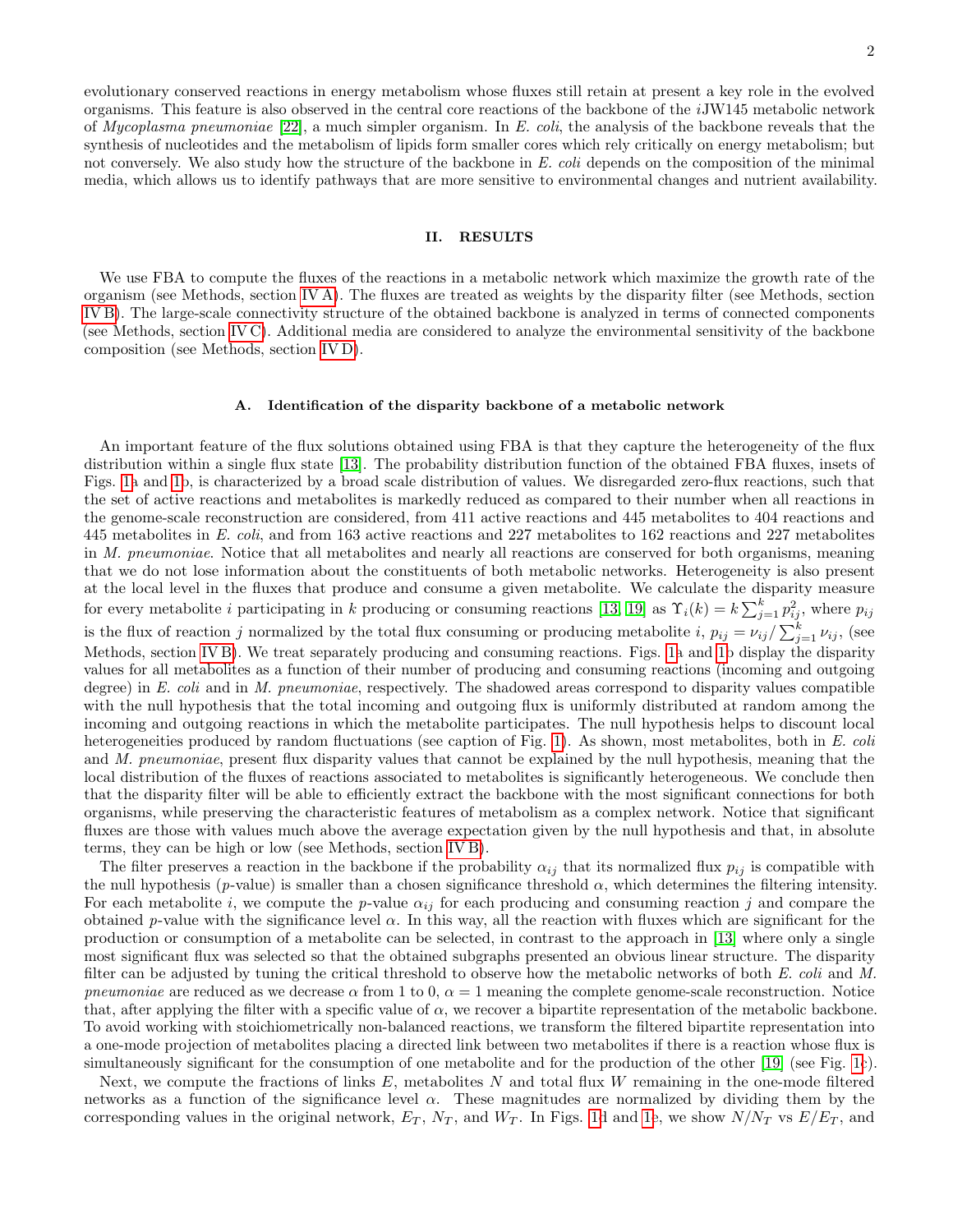evolutionary conserved reactions in energy metabolism whose fluxes still retain at present a key role in the evolved organisms. This feature is also observed in the central core reactions of the backbone of the *i*JW145 metabolic network of *Mycoplasma pneumoniae* [22], a much simpler organism. In *E. coli*, the analysis of the backbone reveals that the synthesis of nucleotides and the metabolism of lipids form smaller cores which rely critically on energy metabolism; but not conversely. We also study how the structure of the backbone in *E. coli* depends on the composition of the minimal media, which allows us to identify pathways that are more sensitive to environmental changes and nutrient availability.

## II. RESULTS

We use FBA to compute the fluxes of the reactions in a metabolic network which maximize the growth rate of the organism (see Methods, section IV A). The fluxes are treated as weights by the disparity filter (see Methods, section IV B). The large-scale connectivity structure of the obtained backbone is analyzed in terms of connected components (see Methods, section IV C). Additional media are considered to analyze the environmental sensitivity of the backbone composition (see Methods, section IV D).

### A. Identification of the disparity backbone of a metabolic network

An important feature of the flux solutions obtained using FBA is that they capture the heterogeneity of the flux distribution within a single flux state [13]. The probability distribution function of the obtained FBA fluxes, insets of Figs. 1a and 1b, is characterized by a broad scale distribution of values. We disregarded zero-flux reactions, such that the set of active reactions and metabolites is markedly reduced as compared to their number when all reactions in the genome-scale reconstruction are considered, from 411 active reactions and 445 metabolites to 404 reactions and 445 metabolites in *E. coli*, and from 163 active reactions and 227 metabolites to 162 reactions and 227 metabolites in *M. pneumoniae*. Notice that all metabolites and nearly all reactions are conserved for both organisms, meaning that we do not lose information about the constituents of both metabolic networks. Heterogeneity is also present at the local level in the fluxes that produce and consume a given metabolite. We calculate the disparity measure for every metabolite $i$ participating in $k$ producing or consuming reactions [13, 19] as $\Upsilon_i(k) = k\sum_{j=1}^{k} p_{ij}^2$, where $p_{ij}$ is the flux of reaction $j$ normalized by the total flux consuming or producing metabolite $i$, $p_{ij} = \nu_{ij}/\sum_{j=1}^{k}\nu_{ij}$, (see Methods, section IV B). We treat separately producing and consuming reactions. Figs. 1a and 1b display the disparity values for all metabolites as a function of their number of producing and consuming reactions (incoming and outgoing degree) in *E. coli* and in *M. pneumoniae*, respectively. The shadowed areas correspond to disparity values compatible with the null hypothesis that the total incoming and outgoing flux is uniformly distributed at random among the incoming and outgoing reactions in which the metabolite participates. The null hypothesis helps to discount local heterogeneities produced by random fluctuations (see caption of Fig. 1). As shown, most metabolites, both in *E. coli* and *M. pneumoniae*, present flux disparity values that cannot be explained by the null hypothesis, meaning that the local distribution of the fluxes of reactions associated to metabolites is significantly heterogeneous. We conclude then that the disparity filter will be able to efficiently extract the backbone with the most significant connections for both organisms, while preserving the characteristic features of metabolism as a complex network. Notice that significant fluxes are those with values much above the average expectation given by the null hypothesis and that, in absolute terms, they can be high or low (see Methods, section IV B).

The filter preserves a reaction in the backbone if the probability $\alpha_{ij}$ that its normalized flux $p_{ij}$ is compatible with the null hypothesis ($p$-value) is smaller than a chosen significance threshold $\alpha$, which determines the filtering intensity. For each metabolite $i$, we compute the $p$-value $\alpha_{ij}$ for each producing and consuming reaction $j$ and compare the obtained $p$-value with the significance level $\alpha$. In this way, all the reaction with fluxes which are significant for the production or consumption of a metabolite can be selected, in contrast to the approach in [13] where only a single most significant flux was selected so that the obtained subgraphs presented an obvious linear structure. The disparity filter can be adjusted by tuning the critical threshold to observe how the metabolic networks of both *E. coli* and *M. pneumoniae* are reduced as we decrease $\alpha$ from 1 to 0, $\alpha = 1$ meaning the complete genome-scale reconstruction. Notice that, after applying the filter with a specific value of $\alpha$, we recover a bipartite representation of the metabolic backbone. To avoid working with stoichiometrically non-balanced reactions, we transform the filtered bipartite representation into a one-mode projection of metabolites placing a directed link between two metabolites if there is a reaction whose flux is simultaneously significant for the consumption of one metabolite and for the production of the other [19] (see Fig. 1c).

Next, we compute the fractions of links $E$, metabolites $N$ and total flux $W$ remaining in the one-mode filtered networks as a function of the significance level $\alpha$. These magnitudes are normalized by dividing them by the corresponding values in the original network, $E_T$, $N_T$, and $W_T$. In Figs. 1d and 1e, we show $N/N_T$ vs $E/E_T$, and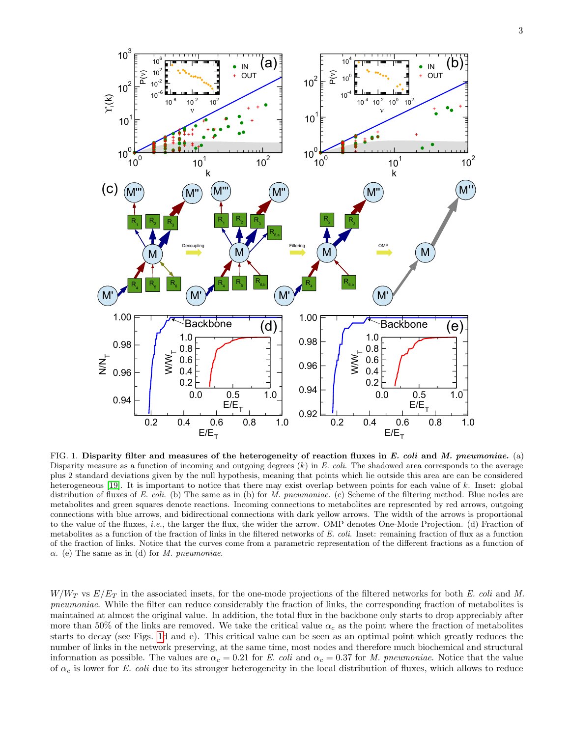FIG. 1. **Disparity filter and measures of the heterogeneity of reaction fluxes in *E. coli* and *M. pneumoniae.*** (a) Disparity measure as a function of incoming and outgoing degrees ($k$) in *E. coli*. The shadowed area corresponds to the average plus 2 standard deviations given by the null hypothesis, meaning that points which lie outside this area are can be considered heterogeneous [19]. It is important to notice that there may exist overlap between points for each value of $k$. Inset: global distribution of fluxes of *E. coli*. (b) The same as in (b) for *M. pneumoniae*. (c) Scheme of the filtering method. Blue nodes are metabolites and green squares denote reactions. Incoming connections to metabolites are represented by red arrows, outgoing connections with blue arrows, and bidirectional connections with dark yellow arrows. The width of the arrows is proportional to the value of the fluxes, *i.e.*, the larger the flux, the wider the arrow. OMP denotes One-Mode Projection. (d) Fraction of metabolites as a function of the fraction of links in the filtered networks of *E. coli*. Inset: remaining fraction of flux as a function of the fraction of links. Notice that the curves come from a parametric representation of the different fractions as a function of $\alpha$. (e) The same as in (d) for *M. pneumoniae*.

$W/W_T$ vs $E/E_T$ in the associated insets, for the one-mode projections of the filtered networks for both *E. coli* and *M. pneumoniae*. While the filter can reduce considerably the fraction of links, the corresponding fraction of metabolites is maintained at almost the original value. In addition, the total flux in the backbone only starts to drop appreciably after more than 50% of the links are removed. We take the critical value $\alpha_c$ as the point where the fraction of metabolites starts to decay (see Figs. 1d and e). This critical value can be seen as an optimal point which greatly reduces the number of links in the network preserving, at the same time, most nodes and therefore much biochemical and structural information as possible. The values are $\alpha_c = 0.21$ for *E. coli* and $\alpha_c = 0.37$ for *M. pneumoniae*. Notice that the value of $\alpha_c$ is lower for *E. coli* due to its stronger heterogeneity in the local distribution of fluxes, which allows to reduce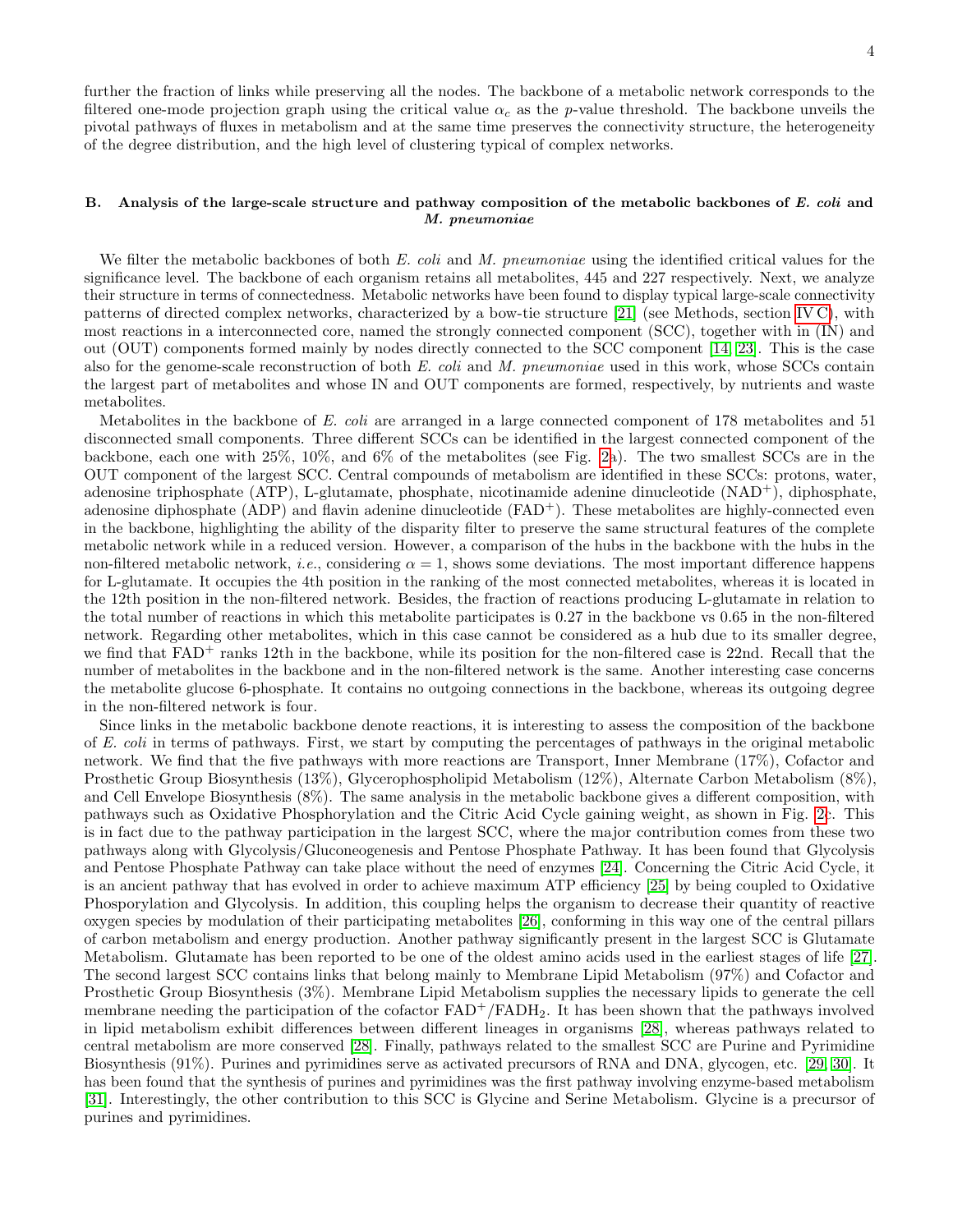further the fraction of links while preserving all the nodes. The backbone of a metabolic network corresponds to the filtered one-mode projection graph using the critical value $\alpha_c$ as the $p$-value threshold. The backbone unveils the pivotal pathways of fluxes in metabolism and at the same time preserves the connectivity structure, the heterogeneity of the degree distribution, and the high level of clustering typical of complex networks.

### B. Analysis of the large-scale structure and pathway composition of the metabolic backbones of *E. coli* and *M. pneumoniae*

We filter the metabolic backbones of both *E. coli* and *M. pneumoniae* using the identified critical values for the significance level. The backbone of each organism retains all metabolites, 445 and 227 respectively. Next, we analyze their structure in terms of connectedness. Metabolic networks have been found to display typical large-scale connectivity patterns of directed complex networks, characterized by a bow-tie structure [21] (see Methods, section IV C), with most reactions in a interconnected core, named the strongly connected component (SCC), together with in (IN) and out (OUT) components formed mainly by nodes directly connected to the SCC component [14, 23]. This is the case also for the genome-scale reconstruction of both *E. coli* and *M. pneumoniae* used in this work, whose SCCs contain the largest part of metabolites and whose IN and OUT components are formed, respectively, by nutrients and waste metabolites.

Metabolites in the backbone of *E. coli* are arranged in a large connected component of 178 metabolites and 51 disconnected small components. Three different SCCs can be identified in the largest connected component of the backbone, each one with 25%, 10%, and 6% of the metabolites (see Fig. 2a). The two smallest SCCs are in the OUT component of the largest SCC. Central compounds of metabolism are identified in these SCCs: protons, water, adenosine triphosphate (ATP), L-glutamate, phosphate, nicotinamide adenine dinucleotide ($NAD^+$), diphosphate, adenosine diphosphate (ADP) and flavin adenine dinucleotide ($FAD^+$). These metabolites are highly-connected even in the backbone, highlighting the ability of the disparity filter to preserve the same structural features of the complete metabolic network while in a reduced version. However, a comparison of the hubs in the backbone with the hubs in the non-filtered metabolic network, *i.e.*, considering $\alpha = 1$, shows some deviations. The most important difference happens for L-glutamate. It occupies the 4th position in the ranking of the most connected metabolites, whereas it is located in the 12th position in the non-filtered network. Besides, the fraction of reactions producing L-glutamate in relation to the total number of reactions in which this metabolite participates is 0.27 in the backbone vs 0.65 in the non-filtered network. Regarding other metabolites, which in this case cannot be considered as a hub due to its smaller degree, we find that $FAD^+$ ranks 12th in the backbone, while its position for the non-filtered case is 22nd. Recall that the number of metabolites in the backbone and in the non-filtered network is the same. Another interesting case concerns the metabolite glucose 6-phosphate. It contains no outgoing connections in the backbone, whereas its outgoing degree in the non-filtered network is four.

Since links in the metabolic backbone denote reactions, it is interesting to assess the composition of the backbone of *E. coli* in terms of pathways. First, we start by computing the percentages of pathways in the original metabolic network. We find that the five pathways with more reactions are Transport, Inner Membrane (17%), Cofactor and Prosthetic Group Biosynthesis (13%), Glycerophospholipid Metabolism (12%), Alternate Carbon Metabolism (8%), and Cell Envelope Biosynthesis (8%). The same analysis in the metabolic backbone gives a different composition, with pathways such as Oxidative Phosphorylation and the Citric Acid Cycle gaining weight, as shown in Fig. 2c. This is in fact due to the pathway participation in the largest SCC, where the major contribution comes from these two pathways along with Glycolysis/Gluconeogenesis and Pentose Phosphate Pathway. It has been found that Glycolysis and Pentose Phosphate Pathway can take place without the need of enzymes [24]. Concerning the Citric Acid Cycle, it is an ancient pathway that has evolved in order to achieve maximum ATP efficiency [25] by being coupled to Oxidative Phosporylation and Glycolysis. In addition, this coupling helps the organism to decrease their quantity of reactive oxygen species by modulation of their participating metabolites [26], conforming in this way one of the central pillars of carbon metabolism and energy production. Another pathway significantly present in the largest SCC is Glutamate Metabolism. Glutamate has been reported to be one of the oldest amino acids used in the earliest stages of life [27]. The second largest SCC contains links that belong mainly to Membrane Lipid Metabolism (97%) and Cofactor and Prosthetic Group Biosynthesis (3%). Membrane Lipid Metabolism supplies the necessary lipids to generate the cell membrane needing the participation of the cofactor $FAD^+/FADH_2$. It has been shown that the pathways involved in lipid metabolism exhibit differences between different lineages in organisms [28], whereas pathways related to central metabolism are more conserved [28]. Finally, pathways related to the smallest SCC are Purine and Pyrimidine Biosynthesis (91%). Purines and pyrimidines serve as activated precursors of RNA and DNA, glycogen, etc. [29, 30]. It has been found that the synthesis of purines and pyrimidines was the first pathway involving enzyme-based metabolism [31]. Interestingly, the other contribution to this SCC is Glycine and Serine Metabolism. Glycine is a precursor of purines and pyrimidines.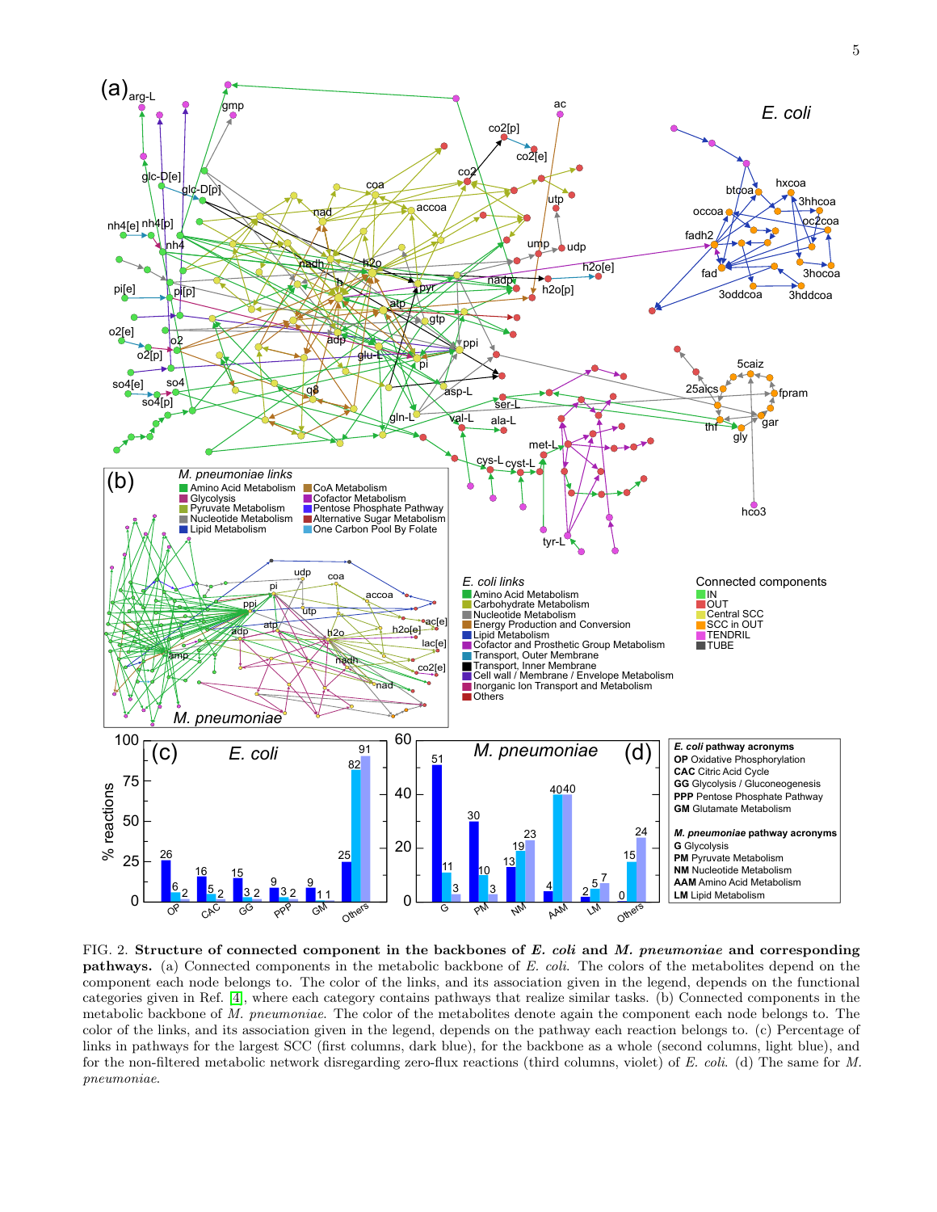FIG. 2. **Structure of connected component in the backbones of *E. coli* and *M. pneumoniae* and corresponding pathways.** (a) Connected components in the metabolic backbone of *E. coli*. The colors of the metabolites depend on the component each node belongs to. The color of the links, and its association given in the legend, depends on the functional categories given in Ref. [4], where each category contains pathways that realize similar tasks. (b) Connected components in the metabolic backbone of *M. pneumoniae*. The color of the metabolites denote again the component each node belongs to. The color of the links, and its association given in the legend, depends on the pathway each reaction belongs to. (c) Percentage of links in pathways for the largest SCC (first columns, dark blue), for the backbone as a whole (second columns, light blue), and for the non-filtered metabolic network disregarding zero-flux reactions (third columns, violet) of *E. coli*. (d) The same for *M. pneumoniae*.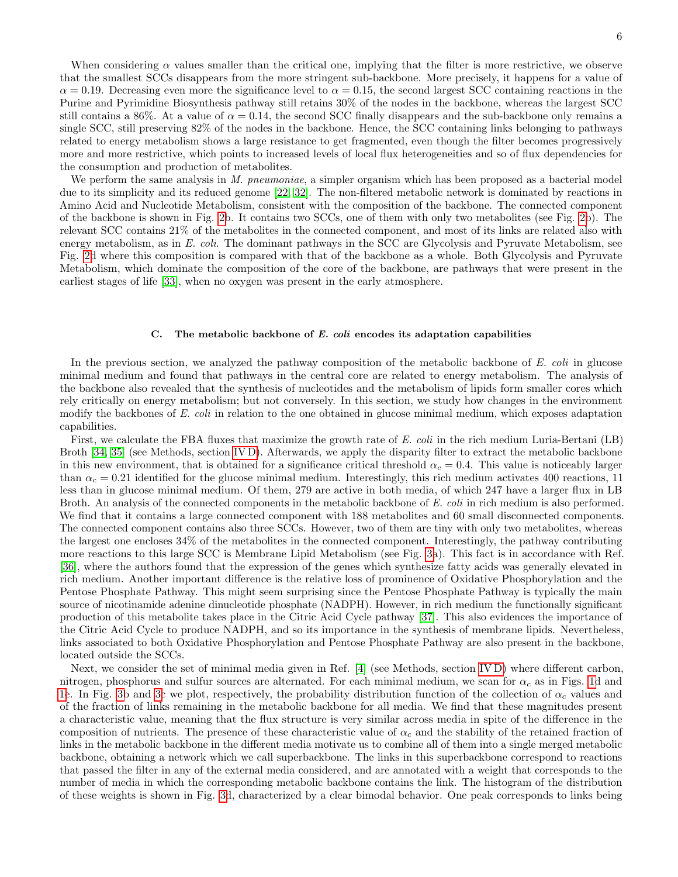When considering $\alpha$ values smaller than the critical one, implying that the filter is more restrictive, we observe that the smallest SCCs disappears from the more stringent sub-backbone. More precisely, it happens for a value of $\alpha = 0.19$. Decreasing even more the significance level to $\alpha = 0.15$, the second largest SCC containing reactions in the Purine and Pyrimidine Biosynthesis pathway still retains 30% of the nodes in the backbone, whereas the largest SCC still contains a 86%. At a value of $\alpha = 0.14$, the second SCC finally disappears and the sub-backbone only remains a single SCC, still preserving 82% of the nodes in the backbone. Hence, the SCC containing links belonging to pathways related to energy metabolism shows a large resistance to get fragmented, even though the filter becomes progressively more and more restrictive, which points to increased levels of local flux heterogeneities and so of flux dependencies for the consumption and production of metabolites.

We perform the same analysis in *M. pneumoniae*, a simpler organism which has been proposed as a bacterial model due to its simplicity and its reduced genome [22, 32]. The non-filtered metabolic network is dominated by reactions in Amino Acid and Nucleotide Metabolism, consistent with the composition of the backbone. The connected component of the backbone is shown in Fig. 2b. It contains two SCCs, one of them with only two metabolites (see Fig. 2b). The relevant SCC contains 21% of the metabolites in the connected component, and most of its links are related also with energy metabolism, as in *E. coli*. The dominant pathways in the SCC are Glycolysis and Pyruvate Metabolism, see Fig. 2d where this composition is compared with that of the backbone as a whole. Both Glycolysis and Pyruvate Metabolism, which dominate the composition of the core of the backbone, are pathways that were present in the earliest stages of life [33], when no oxygen was present in the early atmosphere.

### C. The metabolic backbone of *E. coli* encodes its adaptation capabilities

In the previous section, we analyzed the pathway composition of the metabolic backbone of *E. coli* in glucose minimal medium and found that pathways in the central core are related to energy metabolism. The analysis of the backbone also revealed that the synthesis of nucleotides and the metabolism of lipids form smaller cores which rely critically on energy metabolism; but not conversely. In this section, we study how changes in the environment modify the backbones of *E. coli* in relation to the one obtained in glucose minimal medium, which exposes adaptation capabilities.

First, we calculate the FBA fluxes that maximize the growth rate of *E. coli* in the rich medium Luria-Bertani (LB) Broth [34, 35] (see Methods, section IV D). Afterwards, we apply the disparity filter to extract the metabolic backbone in this new environment, that is obtained for a significance critical threshold $\alpha_c = 0.4$. This value is noticeably larger than $\alpha_c = 0.21$ identified for the glucose minimal medium. Interestingly, this rich medium activates 400 reactions, 11 less than in glucose minimal medium. Of them, 279 are active in both media, of which 247 have a larger flux in LB Broth. An analysis of the connected components in the metabolic backbone of *E. coli* in rich medium is also performed. We find that it contains a large connected component with 188 metabolites and 60 small disconnected components. The connected component contains also three SCCs. However, two of them are tiny with only two metabolites, whereas the largest one encloses 34% of the metabolites in the connected component. Interestingly, the pathway contributing more reactions to this large SCC is Membrane Lipid Metabolism (see Fig. 3a). This fact is in accordance with Ref. [36], where the authors found that the expression of the genes which synthesize fatty acids was generally elevated in rich medium. Another important difference is the relative loss of prominence of Oxidative Phosphorylation and the Pentose Phosphate Pathway. This might seem surprising since the Pentose Phosphate Pathway is typically the main source of nicotinamide adenine dinucleotide phosphate (NADPH). However, in rich medium the functionally significant production of this metabolite takes place in the Citric Acid Cycle pathway [37]. This also evidences the importance of the Citric Acid Cycle to produce NADPH, and so its importance in the synthesis of membrane lipids. Nevertheless, links associated to both Oxidative Phosphorylation and Pentose Phosphate Pathway are also present in the backbone, located outside the SCCs.

Next, we consider the set of minimal media given in Ref. [4] (see Methods, section IV D) where different carbon, nitrogen, phosphorus and sulfur sources are alternated. For each minimal medium, we scan for $\alpha_c$ as in Figs. 1d and 1e. In Fig. 3b and 3c we plot, respectively, the probability distribution function of the collection of $\alpha_c$ values and of the fraction of links remaining in the metabolic backbone for all media. We find that these magnitudes present a characteristic value, meaning that the flux structure is very similar across media in spite of the difference in the composition of nutrients. The presence of these characteristic value of $\alpha_c$ and the stability of the retained fraction of links in the metabolic backbone in the different media motivate us to combine all of them into a single merged metabolic backbone, obtaining a network which we call superbackbone. The links in this superbackbone correspond to reactions that passed the filter in any of the external media considered, and are annotated with a weight that corresponds to the number of media in which the corresponding metabolic backbone contains the link. The histogram of the distribution of these weights is shown in Fig. 3d, characterized by a clear bimodal behavior. One peak corresponds to links being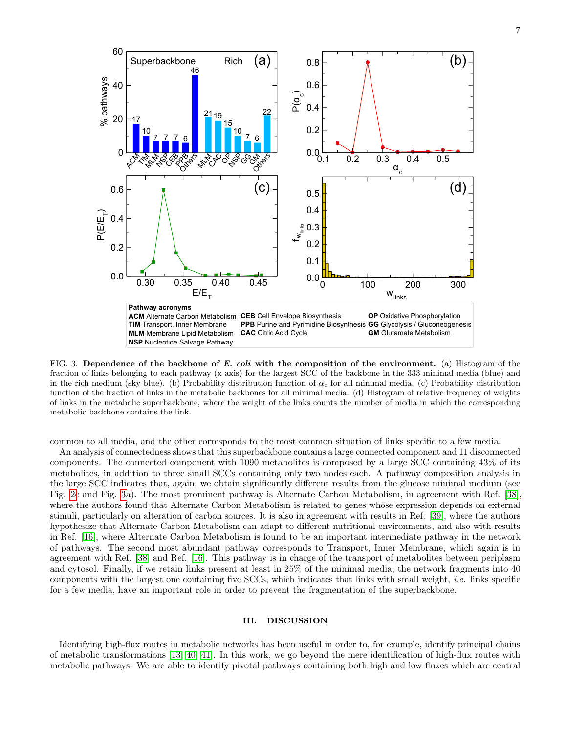FIG. 3. **Dependence of the backbone of *E. coli* with the composition of the environment.** (a) Histogram of the fraction of links belonging to each pathway (x axis) for the largest SCC of the backbone in the 333 minimal media (blue) and in the rich medium (sky blue). (b) Probability distribution function of $\alpha_c$ for all minimal media. (c) Probability distribution function of the fraction of links in the metabolic backbones for all minimal media. (d) Histogram of relative frequency of weights of links in the metabolic superbackbone, where the weight of the links counts the number of media in which the corresponding metabolic backbone contains the link.

common to all media, and the other corresponds to the most common situation of links specific to a few media.

An analysis of connectedness shows that this superbackbone contains a large connected component and 11 disconnected components. The connected component with 1090 metabolites is composed by a large SCC containing 43% of its metabolites, in addition to three small SCCs containing only two nodes each. A pathway composition analysis in the large SCC indicates that, again, we obtain significantly different results from the glucose minimal medium (see Fig. 2c and Fig. 3a). The most prominent pathway is Alternate Carbon Metabolism, in agreement with Ref. [38], where the authors found that Alternate Carbon Metabolism is related to genes whose expression depends on external stimuli, particularly on alteration of carbon sources. It is also in agreement with results in Ref. [39], where the authors hypothesize that Alternate Carbon Metabolism can adapt to different nutritional environments, and also with results in Ref. [16], where Alternate Carbon Metabolism is found to be an important intermediate pathway in the network of pathways. The second most abundant pathway corresponds to Transport, Inner Membrane, which again is in agreement with Ref. [38] and Ref. [16]. This pathway is in charge of the transport of metabolites between periplasm and cytosol. Finally, if we retain links present at least in 25% of the minimal media, the network fragments into 40 components with the largest one containing five SCCs, which indicates that links with small weight, *i.e.* links specific for a few media, have an important role in order to prevent the fragmentation of the superbackbone.

## III. DISCUSSION

Identifying high-flux routes in metabolic networks has been useful in order to, for example, identify principal chains of metabolic transformations [13, 40, 41]. In this work, we go beyond the mere identification of high-flux routes with metabolic pathways. We are able to identify pivotal pathways containing both high and low fluxes which are central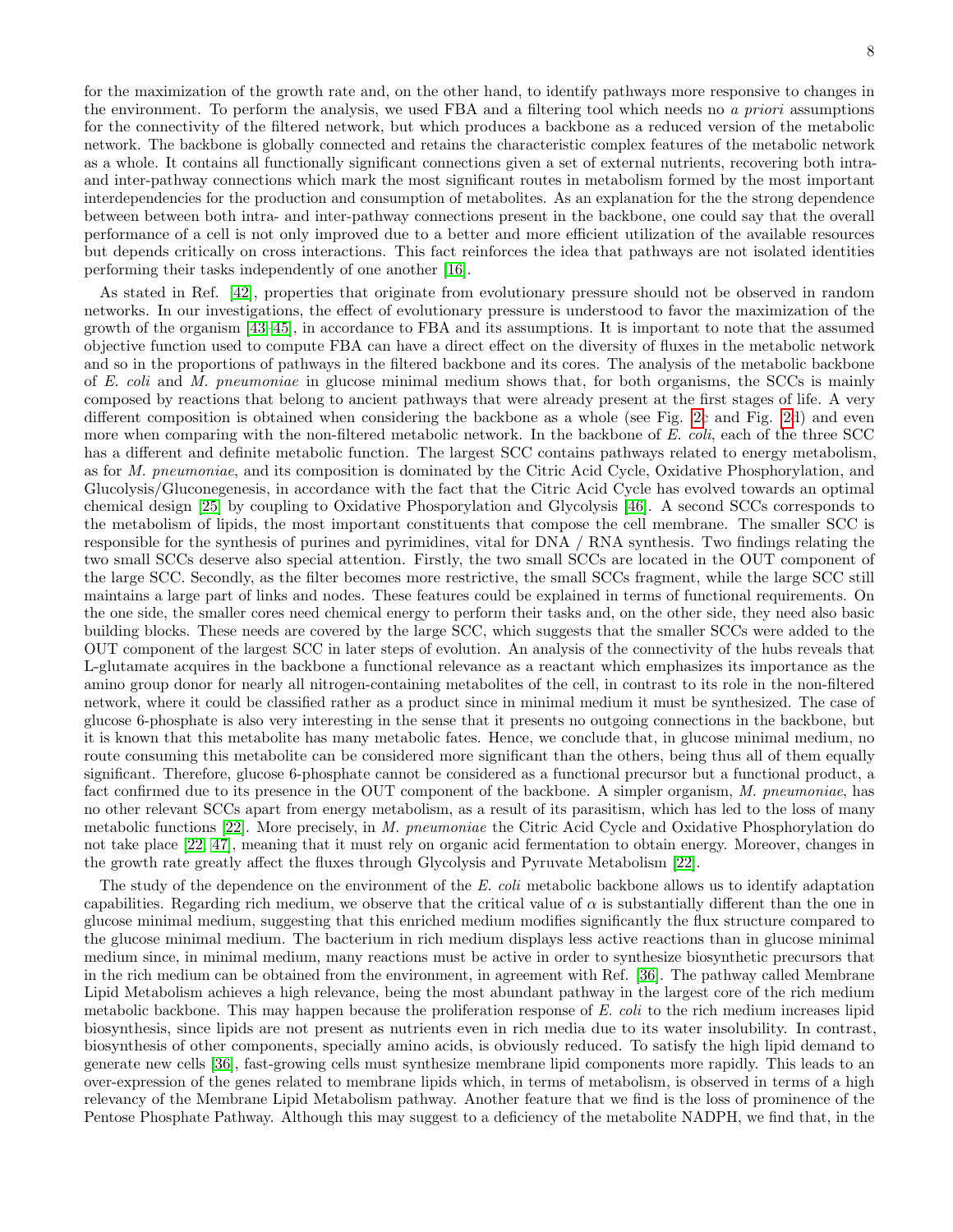for the maximization of the growth rate and, on the other hand, to identify pathways more responsive to changes in the environment. To perform the analysis, we used FBA and a filtering tool which needs no *a priori* assumptions for the connectivity of the filtered network, but which produces a backbone as a reduced version of the metabolic network. The backbone is globally connected and retains the characteristic complex features of the metabolic network as a whole. It contains all functionally significant connections given a set of external nutrients, recovering both intra- and inter-pathway connections which mark the most significant routes in metabolism formed by the most important interdependencies for the production and consumption of metabolites. As an explanation for the the strong dependence between between both intra- and inter-pathway connections present in the backbone, one could say that the overall performance of a cell is not only improved due to a better and more efficient utilization of the available resources but depends critically on cross interactions. This fact reinforces the idea that pathways are not isolated identities performing their tasks independently of one another [16].

As stated in Ref. [42], properties that originate from evolutionary pressure should not be observed in random networks. In our investigations, the effect of evolutionary pressure is understood to favor the maximization of the growth of the organism [43–45], in accordance to FBA and its assumptions. It is important to note that the assumed objective function used to compute FBA can have a direct effect on the diversity of fluxes in the metabolic network and so in the proportions of pathways in the filtered backbone and its cores. The analysis of the metabolic backbone of *E. coli* and *M. pneumoniae* in glucose minimal medium shows that, for both organisms, the SCCs is mainly composed by reactions that belong to ancient pathways that were already present at the first stages of life. A very different composition is obtained when considering the backbone as a whole (see Fig. 2c and Fig. 2d) and even more when comparing with the non-filtered metabolic network. In the backbone of *E. coli*, each of the three SCC has a different and definite metabolic function. The largest SCC contains pathways related to energy metabolism, as for *M. pneumoniae*, and its composition is dominated by the Citric Acid Cycle, Oxidative Phosphorylation, and Glucolysis/Gluconegenesis, in accordance with the fact that the Citric Acid Cycle has evolved towards an optimal chemical design [25] by coupling to Oxidative Phosporylation and Glycolysis [46]. A second SCCs corresponds to the metabolism of lipids, the most important constituents that compose the cell membrane. The smaller SCC is responsible for the synthesis of purines and pyrimidines, vital for DNA / RNA synthesis. Two findings relating the two small SCCs deserve also special attention. Firstly, the two small SCCs are located in the OUT component of the large SCC. Secondly, as the filter becomes more restrictive, the small SCCs fragment, while the large SCC still maintains a large part of links and nodes. These features could be explained in terms of functional requirements. On the one side, the smaller cores need chemical energy to perform their tasks and, on the other side, they need also basic building blocks. These needs are covered by the large SCC, which suggests that the smaller SCCs were added to the OUT component of the largest SCC in later steps of evolution. An analysis of the connectivity of the hubs reveals that L-glutamate acquires in the backbone a functional relevance as a reactant which emphasizes its importance as the amino group donor for nearly all nitrogen-containing metabolites of the cell, in contrast to its role in the non-filtered network, where it could be classified rather as a product since in minimal medium it must be synthesized. The case of glucose 6-phosphate is also very interesting in the sense that it presents no outgoing connections in the backbone, but it is known that this metabolite has many metabolic fates. Hence, we conclude that, in glucose minimal medium, no route consuming this metabolite can be considered more significant than the others, being thus all of them equally significant. Therefore, glucose 6-phosphate cannot be considered as a functional precursor but a functional product, a fact confirmed due to its presence in the OUT component of the backbone. A simpler organism, *M. pneumoniae*, has no other relevant SCCs apart from energy metabolism, as a result of its parasitism, which has led to the loss of many metabolic functions [22]. More precisely, in *M. pneumoniae* the Citric Acid Cycle and Oxidative Phosphorylation do not take place [22, 47], meaning that it must rely on organic acid fermentation to obtain energy. Moreover, changes in the growth rate greatly affect the fluxes through Glycolysis and Pyruvate Metabolism [22].

The study of the dependence on the environment of the *E. coli* metabolic backbone allows us to identify adaptation capabilities. Regarding rich medium, we observe that the critical value of $\alpha$ is substantially different than the one in glucose minimal medium, suggesting that this enriched medium modifies significantly the flux structure compared to the glucose minimal medium. The bacterium in rich medium displays less active reactions than in glucose minimal medium since, in minimal medium, many reactions must be active in order to synthesize biosynthetic precursors that in the rich medium can be obtained from the environment, in agreement with Ref. [36]. The pathway called Membrane Lipid Metabolism achieves a high relevance, being the most abundant pathway in the largest core of the rich medium metabolic backbone. This may happen because the proliferation response of *E. coli* to the rich medium increases lipid biosynthesis, since lipids are not present as nutrients even in rich media due to its water insolubility. In contrast, biosynthesis of other components, specially amino acids, is obviously reduced. To satisfy the high lipid demand to generate new cells [36], fast-growing cells must synthesize membrane lipid components more rapidly. This leads to an over-expression of the genes related to membrane lipids which, in terms of metabolism, is observed in terms of a high relevancy of the Membrane Lipid Metabolism pathway. Another feature that we find is the loss of prominence of the Pentose Phosphate Pathway. Although this may suggest to a deficiency of the metabolite NADPH, we find that, in the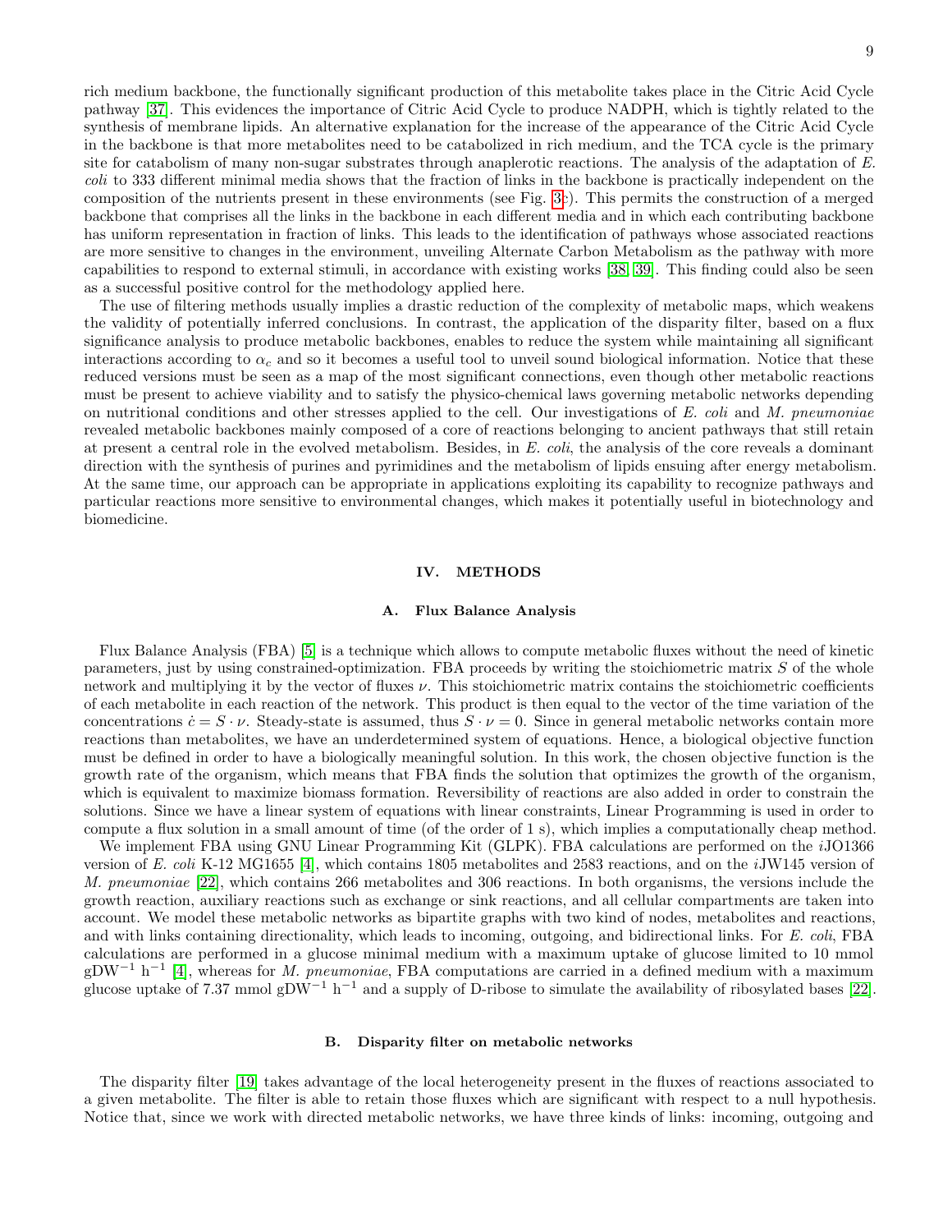rich medium backbone, the functionally significant production of this metabolite takes place in the Citric Acid Cycle pathway [37]. This evidences the importance of Citric Acid Cycle to produce NADPH, which is tightly related to the synthesis of membrane lipids. An alternative explanation for the increase of the appearance of the Citric Acid Cycle in the backbone is that more metabolites need to be catabolized in rich medium, and the TCA cycle is the primary site for catabolism of many non-sugar substrates through anaplerotic reactions. The analysis of the adaptation of *E. coli* to 333 different minimal media shows that the fraction of links in the backbone is practically independent on the composition of the nutrients present in these environments (see Fig. 3c). This permits the construction of a merged backbone that comprises all the links in the backbone in each different media and in which each contributing backbone has uniform representation in fraction of links. This leads to the identification of pathways whose associated reactions are more sensitive to changes in the environment, unveiling Alternate Carbon Metabolism as the pathway with more capabilities to respond to external stimuli, in accordance with existing works [38, 39]. This finding could also be seen as a successful positive control for the methodology applied here.

The use of filtering methods usually implies a drastic reduction of the complexity of metabolic maps, which weakens the validity of potentially inferred conclusions. In contrast, the application of the disparity filter, based on a flux significance analysis to produce metabolic backbones, enables to reduce the system while maintaining all significant interactions according to $\alpha_c$ and so it becomes a useful tool to unveil sound biological information. Notice that these reduced versions must be seen as a map of the most significant connections, even though other metabolic reactions must be present to achieve viability and to satisfy the physico-chemical laws governing metabolic networks depending on nutritional conditions and other stresses applied to the cell. Our investigations of *E. coli* and *M. pneumoniae* revealed metabolic backbones mainly composed of a core of reactions belonging to ancient pathways that still retain at present a central role in the evolved metabolism. Besides, in *E. coli*, the analysis of the core reveals a dominant direction with the synthesis of purines and pyrimidines and the metabolism of lipids ensuing after energy metabolism. At the same time, our approach can be appropriate in applications exploiting its capability to recognize pathways and particular reactions more sensitive to environmental changes, which makes it potentially useful in biotechnology and biomedicine.

## IV. METHODS

### A. Flux Balance Analysis

Flux Balance Analysis (FBA) [5] is a technique which allows to compute metabolic fluxes without the need of kinetic parameters, just by using constrained-optimization. FBA proceeds by writing the stoichiometric matrix $S$ of the whole network and multiplying it by the vector of fluxes $\nu$. This stoichiometric matrix contains the stoichiometric coefficients of each metabolite in each reaction of the network. This product is then equal to the vector of the time variation of the concentrations $\dot{c} = S \cdot \nu$. Steady-state is assumed, thus $S \cdot \nu = 0$. Since in general metabolic networks contain more reactions than metabolites, we have an underdetermined system of equations. Hence, a biological objective function must be defined in order to have a biologically meaningful solution. In this work, the chosen objective function is the growth rate of the organism, which means that FBA finds the solution that optimizes the growth of the organism, which is equivalent to maximize biomass formation. Reversibility of reactions are also added in order to constrain the solutions. Since we have a linear system of equations with linear constraints, Linear Programming is used in order to compute a flux solution in a small amount of time (of the order of 1 s), which implies a computationally cheap method.

We implement FBA using GNU Linear Programming Kit (GLPK). FBA calculations are performed on the *i*JO1366 version of *E. coli* K-12 MG1655 [4], which contains 1805 metabolites and 2583 reactions, and on the *i*JW145 version of *M. pneumoniae* [22], which contains 266 metabolites and 306 reactions. In both organisms, the versions include the growth reaction, auxiliary reactions such as exchange or sink reactions, and all cellular compartments are taken into account. We model these metabolic networks as bipartite graphs with two kind of nodes, metabolites and reactions, and with links containing directionality, which leads to incoming, outgoing, and bidirectional links. For *E. coli*, FBA calculations are performed in a glucose minimal medium with a maximum uptake of glucose limited to 10 mmol $\mathrm{gDW}^{-1}\ \mathrm{h}^{-1}$ [4], whereas for *M. pneumoniae*, FBA computations are carried in a defined medium with a maximum glucose uptake of 7.37 mmol $\mathrm{gDW}^{-1}\ \mathrm{h}^{-1}$ and a supply of D-ribose to simulate the availability of ribosylated bases [22].

### B. Disparity filter on metabolic networks

The disparity filter [19] takes advantage of the local heterogeneity present in the fluxes of reactions associated to a given metabolite. The filter is able to retain those fluxes which are significant with respect to a null hypothesis. Notice that, since we work with directed metabolic networks, we have three kinds of links: incoming, outgoing and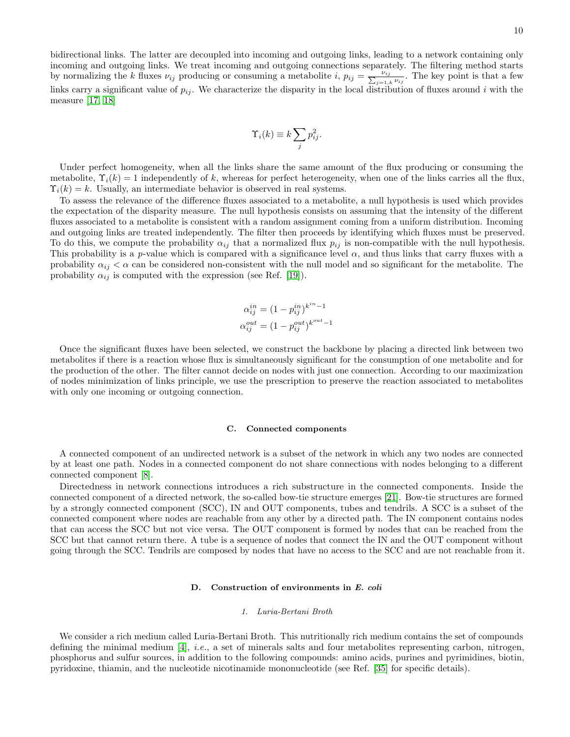bidirectional links. The latter are decoupled into incoming and outgoing links, leading to a network containing only incoming and outgoing links. We treat incoming and outgoing connections separately. The filtering method starts by normalizing the $k$ fluxes $\nu_{ij}$ producing or consuming a metabolite $i$, $p_{ij} = \frac{\nu_{ij}}{\sum_{j=1,k} \nu_{ij}}$. The key point is that a few links carry a significant value of $p_{ij}$. We characterize the disparity in the local distribution of fluxes around $i$ with the measure [17, 18]

$$\Upsilon_i(k) \equiv k \sum_j p_{ij}^2.$$

Under perfect homogeneity, when all the links share the same amount of the flux producing or consuming the metabolite, $\Upsilon_i(k) = 1$ independently of $k$, whereas for perfect heterogeneity, when one of the links carries all the flux, $\Upsilon_i(k) = k$. Usually, an intermediate behavior is observed in real systems.

To assess the relevance of the difference fluxes associated to a metabolite, a null hypothesis is used which provides the expectation of the disparity measure. The null hypothesis consists on assuming that the intensity of the different fluxes associated to a metabolite is consistent with a random assignment coming from a uniform distribution. Incoming and outgoing links are treated independently. The filter then proceeds by identifying which fluxes must be preserved. To do this, we compute the probability $\alpha_{ij}$ that a normalized flux $p_{ij}$ is non-compatible with the null hypothesis. This probability is a $p$-value which is compared with a significance level $\alpha$, and thus links that carry fluxes with a probability $\alpha_{ij} < \alpha$ can be considered non-consistent with the null model and so significant for the metabolite. The probability $\alpha_{ij}$ is computed with the expression (see Ref. [19]).

$$\alpha_{ij}^{in} = (1 - p_{ij}^{in})^{k^{in}-1}$$
$$\alpha_{ij}^{out} = (1 - p_{ij}^{out})^{k^{out}-1}$$

Once the significant fluxes have been selected, we construct the backbone by placing a directed link between two metabolites if there is a reaction whose flux is simultaneously significant for the consumption of one metabolite and for the production of the other. The filter cannot decide on nodes with just one connection. According to our maximization of nodes minimization of links principle, we use the prescription to preserve the reaction associated to metabolites with only one incoming or outgoing connection.

### C. Connected components

A connected component of an undirected network is a subset of the network in which any two nodes are connected by at least one path. Nodes in a connected component do not share connections with nodes belonging to a different connected component [8].

Directedness in network connections introduces a rich substructure in the connected components. Inside the connected component of a directed network, the so-called bow-tie structure emerges [21]. Bow-tie structures are formed by a strongly connected component (SCC), IN and OUT components, tubes and tendrils. A SCC is a subset of the connected component where nodes are reachable from any other by a directed path. The IN component contains nodes that can access the SCC but not vice versa. The OUT component is formed by nodes that can be reached from the SCC but that cannot return there. A tube is a sequence of nodes that connect the IN and the OUT component without going through the SCC. Tendrils are composed by nodes that have no access to the SCC and are not reachable from it.

### D. Construction of environments in *E. coli*

#### 1. Luria-Bertani Broth

We consider a rich medium called Luria-Bertani Broth. This nutritionally rich medium contains the set of compounds defining the minimal medium [4], *i.e.*, a set of minerals salts and four metabolites representing carbon, nitrogen, phosphorus and sulfur sources, in addition to the following compounds: amino acids, purines and pyrimidines, biotin, pyridoxine, thiamin, and the nucleotide nicotinamide mononucleotide (see Ref. [35] for specific details).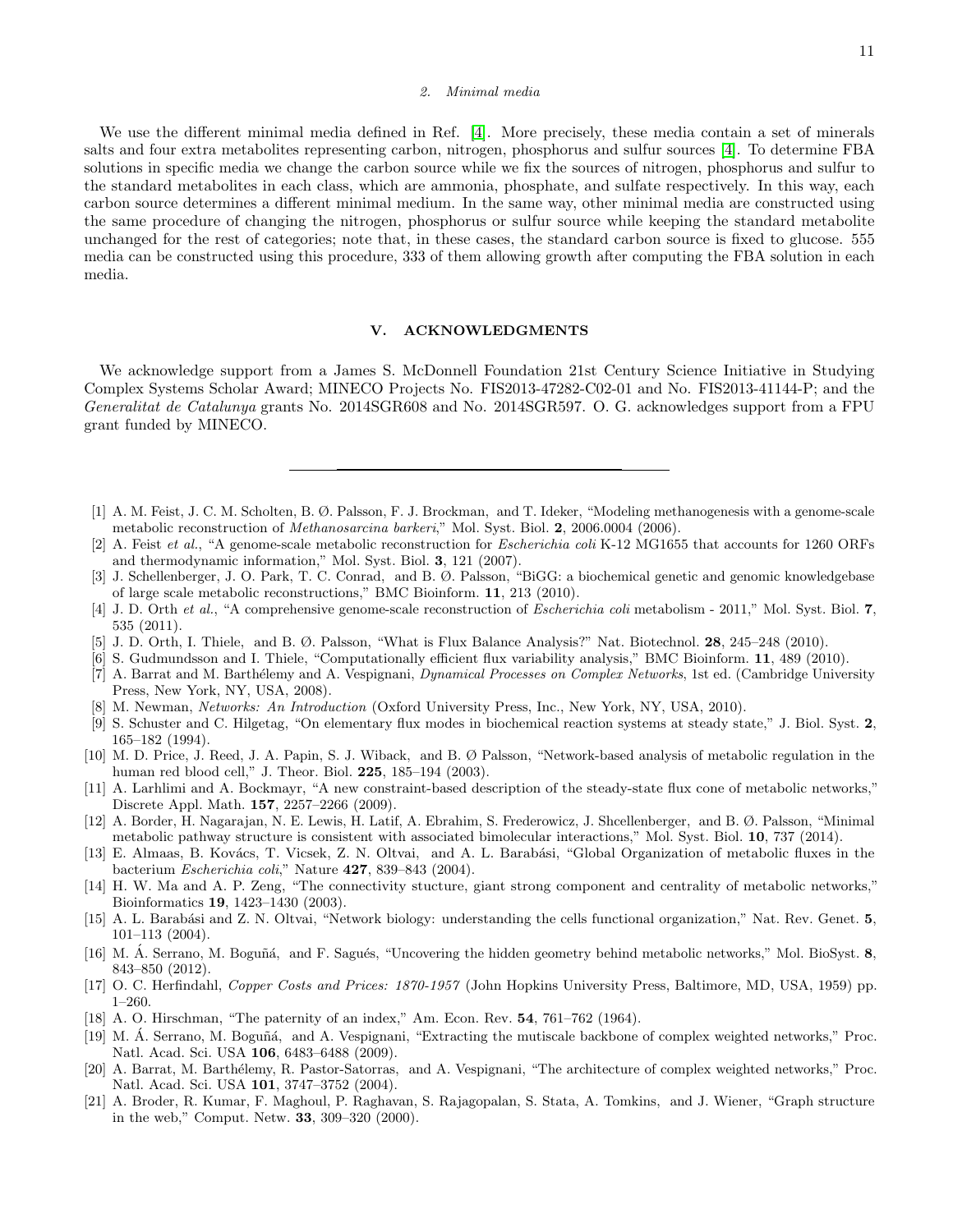### 2. Minimal media

We use the different minimal media defined in Ref. [4]. More precisely, these media contain a set of minerals salts and four extra metabolites representing carbon, nitrogen, phosphorus and sulfur sources [4]. To determine FBA solutions in specific media we change the carbon source while we fix the sources of nitrogen, phosphorus and sulfur to the standard metabolites in each class, which are ammonia, phosphate, and sulfate respectively. In this way, each carbon source determines a different minimal medium. In the same way, other minimal media are constructed using the same procedure of changing the nitrogen, phosphorus or sulfur source while keeping the standard metabolite unchanged for the rest of categories; note that, in these cases, the standard carbon source is fixed to glucose. 555 media can be constructed using this procedure, 333 of them allowing growth after computing the FBA solution in each media.

## V. ACKNOWLEDGMENTS

We acknowledge support from a James S. McDonnell Foundation 21st Century Science Initiative in Studying Complex Systems Scholar Award; MINECO Projects No. FIS2013-47282-C02-01 and No. FIS2013-41144-P; and the *Generalitat de Catalunya* grants No. 2014SGR608 and No. 2014SGR597. O. G. acknowledges support from a FPU grant funded by MINECO.

---

[1] A. M. Feist, J. C. M. Scholten, B. Ø. Palsson, F. J. Brockman, and T. Ideker, "Modeling methanogenesis with a genome-scale metabolic reconstruction of *Methanosarcina barkeri*," Mol. Syst. Biol. **2**, 2006.0004 (2006).

[2] A. Feist *et al.*, "A genome-scale metabolic reconstruction for *Escherichia coli* K-12 MG1655 that accounts for 1260 ORFs and thermodynamic information," Mol. Syst. Biol. **3**, 121 (2007).

[3] J. Schellenberger, J. O. Park, T. C. Conrad, and B. Ø. Palsson, "BiGG: a biochemical genetic and genomic knowledgebase of large scale metabolic reconstructions," BMC Bioinform. **11**, 213 (2010).

[4] J. D. Orth *et al.*, "A comprehensive genome-scale reconstruction of *Escherichia coli* metabolism - 2011," Mol. Syst. Biol. **7**, 535 (2011).

[5] J. D. Orth, I. Thiele, and B. Ø. Palsson, "What is Flux Balance Analysis?" Nat. Biotechnol. **28**, 245–248 (2010).

[6] S. Gudmundsson and I. Thiele, "Computationally efficient flux variability analysis," BMC Bioinform. **11**, 489 (2010).

[7] A. Barrat and M. Barthélemy and A. Vespignani, *Dynamical Processes on Complex Networks*, 1st ed. (Cambridge University Press, New York, NY, USA, 2008).

[8] M. Newman, *Networks: An Introduction* (Oxford University Press, Inc., New York, NY, USA, 2010).

[9] S. Schuster and C. Hilgetag, "On elementary flux modes in biochemical reaction systems at steady state," J. Biol. Syst. **2**, 165–182 (1994).

[10] M. D. Price, J. Reed, J. A. Papin, S. J. Wiback, and B. Ø Palsson, "Network-based analysis of metabolic regulation in the human red blood cell," J. Theor. Biol. **225**, 185–194 (2003).

[11] A. Larhlimi and A. Bockmayr, "A new constraint-based description of the steady-state flux cone of metabolic networks," Discrete Appl. Math. **157**, 2257–2266 (2009).

[12] A. Border, H. Nagarajan, N. E. Lewis, H. Latif, A. Ebrahim, S. Frederowicz, J. Shcellenberger, and B. Ø. Palsson, "Minimal metabolic pathway structure is consistent with associated bimolecular interactions," Mol. Syst. Biol. **10**, 737 (2014).

[13] E. Almaas, B. Kovács, T. Vicsek, Z. N. Oltvai, and A. L. Barabási, "Global Organization of metabolic fluxes in the bacterium *Escherichia coli*," Nature **427**, 839–843 (2004).

[14] H. W. Ma and A. P. Zeng, "The connectivity stucture, giant strong component and centrality of metabolic networks," Bioinformatics **19**, 1423–1430 (2003).

[15] A. L. Barabási and Z. N. Oltvai, "Network biology: understanding the cells functional organization," Nat. Rev. Genet. **5**, 101–113 (2004).

[16] M. Á. Serrano, M. Boguñá, and F. Sagués, "Uncovering the hidden geometry behind metabolic networks," Mol. BioSyst. **8**, 843–850 (2012).

[17] O. C. Herfindahl, *Copper Costs and Prices: 1870-1957* (John Hopkins University Press, Baltimore, MD, USA, 1959) pp. 1–260.

[18] A. O. Hirschman, "The paternity of an index," Am. Econ. Rev. **54**, 761–762 (1964).

[19] M. Á. Serrano, M. Boguñá, and A. Vespignani, "Extracting the mutiscale backbone of complex weighted networks," Proc. Natl. Acad. Sci. USA **106**, 6483–6488 (2009).

[20] A. Barrat, M. Barthélemy, R. Pastor-Satorras, and A. Vespignani, "The architecture of complex weighted networks," Proc. Natl. Acad. Sci. USA **101**, 3747–3752 (2004).

[21] A. Broder, R. Kumar, F. Maghoul, P. Raghavan, S. Rajagopalan, S. Stata, A. Tomkins, and J. Wiener, "Graph structure in the web," Comput. Netw. **33**, 309–320 (2000).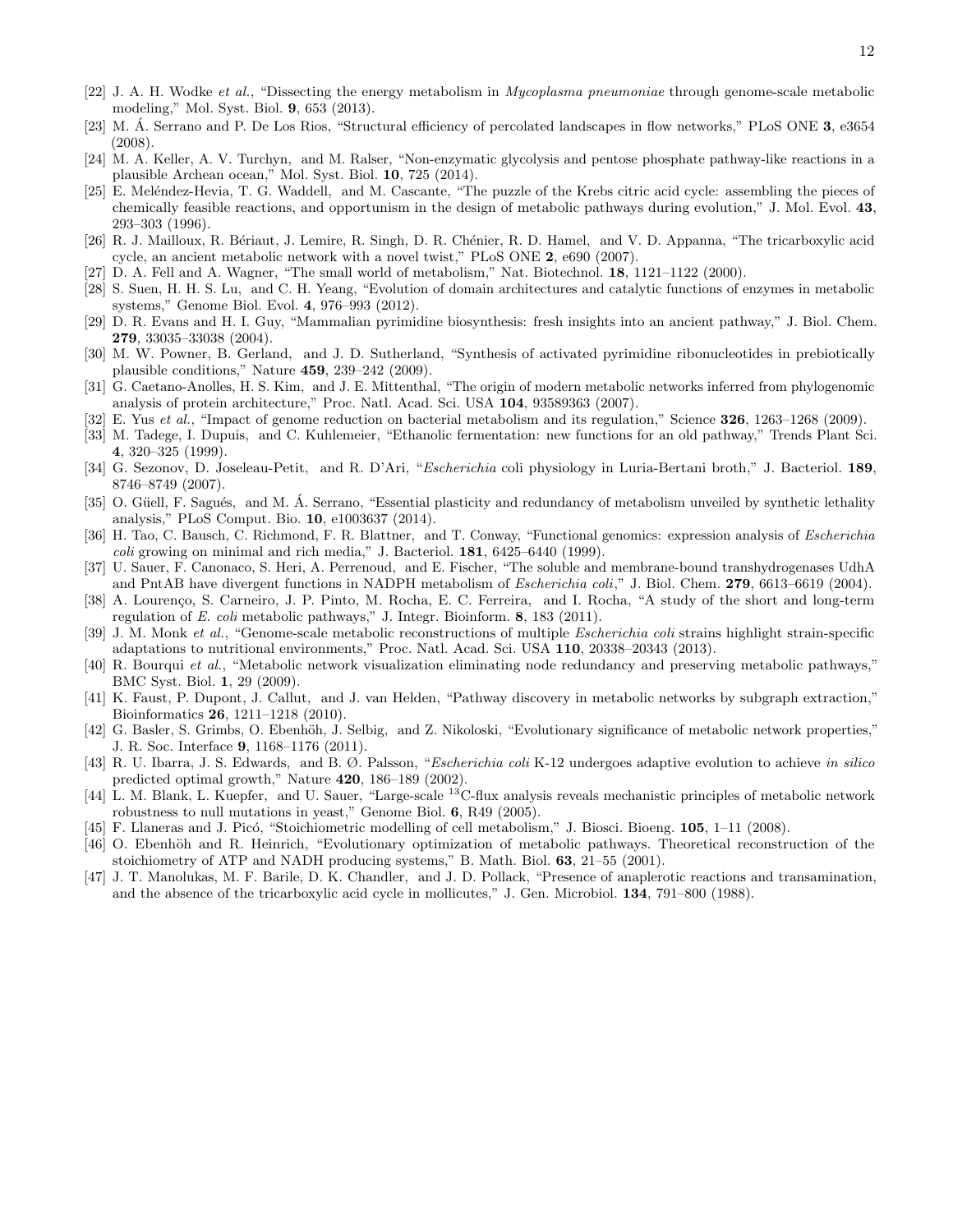[22] J. A. H. Wodke *et al.*, "Dissecting the energy metabolism in *Mycoplasma pneumoniae* through genome-scale metabolic modeling," Mol. Syst. Biol. **9**, 653 (2013).

[23] M. Á. Serrano and P. De Los Rios, "Structural efficiency of percolated landscapes in flow networks," PLoS ONE **3**, e3654 (2008).

[24] M. A. Keller, A. V. Turchyn, and M. Ralser, "Non-enzymatic glycolysis and pentose phosphate pathway-like reactions in a plausible Archean ocean," Mol. Syst. Biol. **10**, 725 (2014).

[25] E. Meléndez-Hevia, T. G. Waddell, and M. Cascante, "The puzzle of the Krebs citric acid cycle: assembling the pieces of chemically feasible reactions, and opportunism in the design of metabolic pathways during evolution," J. Mol. Evol. **43**, 293–303 (1996).

[26] R. J. Mailloux, R. Bériaut, J. Lemire, R. Singh, D. R. Chénier, R. D. Hamel, and V. D. Appanna, "The tricarboxylic acid cycle, an ancient metabolic network with a novel twist," PLoS ONE **2**, e690 (2007).

[27] D. A. Fell and A. Wagner, "The small world of metabolism," Nat. Biotechnol. **18**, 1121–1122 (2000).

[28] S. Suen, H. H. S. Lu, and C. H. Yeang, "Evolution of domain architectures and catalytic functions of enzymes in metabolic systems," Genome Biol. Evol. **4**, 976–993 (2012).

[29] D. R. Evans and H. I. Guy, "Mammalian pyrimidine biosynthesis: fresh insights into an ancient pathway," J. Biol. Chem. **279**, 33035–33038 (2004).

[30] M. W. Powner, B. Gerland, and J. D. Sutherland, "Synthesis of activated pyrimidine ribonucleotides in prebiotically plausible conditions," Nature **459**, 239–242 (2009).

[31] G. Caetano-Anolles, H. S. Kim, and J. E. Mittenthal, "The origin of modern metabolic networks inferred from phylogenomic analysis of protein architecture," Proc. Natl. Acad. Sci. USA **104**, 93589363 (2007).

[32] E. Yus *et al.*, "Impact of genome reduction on bacterial metabolism and its regulation," Science **326**, 1263–1268 (2009).

[33] M. Tadege, I. Dupuis, and C. Kuhlemeier, "Ethanolic fermentation: new functions for an old pathway," Trends Plant Sci. **4**, 320–325 (1999).

[34] G. Sezonov, D. Joseleau-Petit, and R. D'Ari, "*Escherichia* coli physiology in Luria-Bertani broth," J. Bacteriol. **189**, 8746–8749 (2007).

[35] O. Güell, F. Sagués, and M. Á. Serrano, "Essential plasticity and redundancy of metabolism unveiled by synthetic lethality analysis," PLoS Comput. Bio. **10**, e1003637 (2014).

[36] H. Tao, C. Bausch, C. Richmond, F. R. Blattner, and T. Conway, "Functional genomics: expression analysis of *Escherichia coli* growing on minimal and rich media," J. Bacteriol. **181**, 6425–6440 (1999).

[37] U. Sauer, F. Canonaco, S. Heri, A. Perrenoud, and E. Fischer, "The soluble and membrane-bound transhydrogenases UdhA and PntAB have divergent functions in NADPH metabolism of *Escherichia coli*," J. Biol. Chem. **279**, 6613–6619 (2004).

[38] A. Lourenço, S. Carneiro, J. P. Pinto, M. Rocha, E. C. Ferreira, and I. Rocha, "A study of the short and long-term regulation of *E. coli* metabolic pathways," J. Integr. Bioinform. **8**, 183 (2011).

[39] J. M. Monk *et al.*, "Genome-scale metabolic reconstructions of multiple *Escherichia coli* strains highlight strain-specific adaptations to nutritional environments," Proc. Natl. Acad. Sci. USA **110**, 20338–20343 (2013).

[40] R. Bourqui *et al.*, "Metabolic network visualization eliminating node redundancy and preserving metabolic pathways," BMC Syst. Biol. **1**, 29 (2009).

[41] K. Faust, P. Dupont, J. Callut, and J. van Helden, "Pathway discovery in metabolic networks by subgraph extraction," Bioinformatics **26**, 1211–1218 (2010).

[42] G. Basler, S. Grimbs, O. Ebenhöh, J. Selbig, and Z. Nikoloski, "Evolutionary significance of metabolic network properties," J. R. Soc. Interface **9**, 1168–1176 (2011).

[43] R. U. Ibarra, J. S. Edwards, and B. Ø. Palsson, "*Escherichia coli* K-12 undergoes adaptive evolution to achieve *in silico* predicted optimal growth," Nature **420**, 186–189 (2002).

[44] L. M. Blank, L. Kuepfer, and U. Sauer, "Large-scale $^{13}$C-flux analysis reveals mechanistic principles of metabolic network robustness to null mutations in yeast," Genome Biol. **6**, R49 (2005).

[45] F. Llaneras and J. Picó, "Stoichiometric modelling of cell metabolism," J. Biosci. Bioeng. **105**, 1–11 (2008).

[46] O. Ebenhöh and R. Heinrich, "Evolutionary optimization of metabolic pathways. Theoretical reconstruction of the stoichiometry of ATP and NADH producing systems," B. Math. Biol. **63**, 21–55 (2001).

[47] J. T. Manolukas, M. F. Barile, D. K. Chandler, and J. D. Pollack, "Presence of anaplerotic reactions and transamination, and the absence of the tricarboxylic acid cycle in mollicutes," J. Gen. Microbiol. **134**, 791–800 (1988).